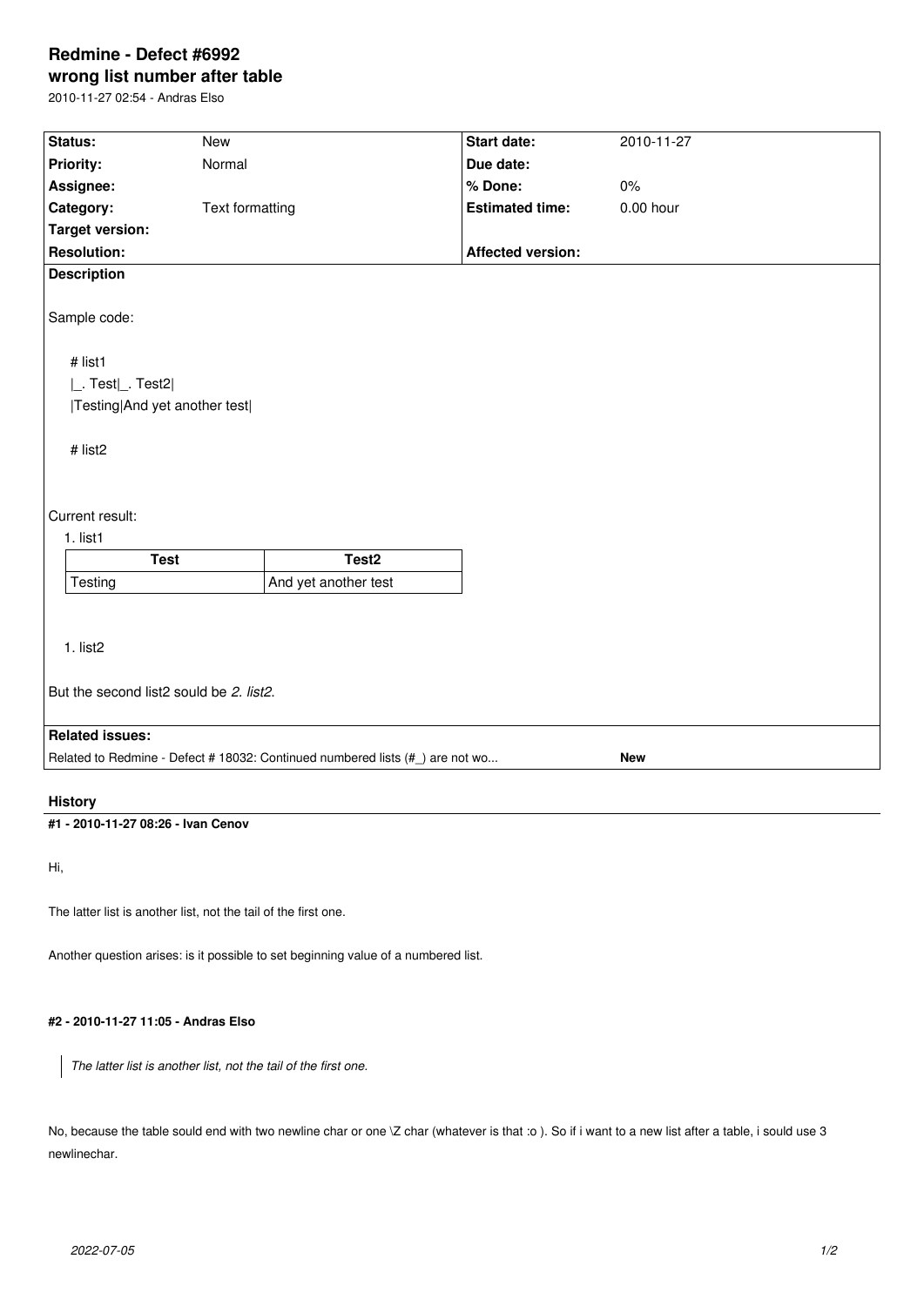# Redmine - Defect #6992

## wrong list number after table

2010-11-27 02:54 - Andras Elso

| | | | |
|---|---|---|---|
| **Status:** | New | **Start date:** | 2010-11-27 |
| **Priority:** | Normal | **Due date:** | |
| **Assignee:** | | **% Done:** | 0% |
| **Category:** | Text formatting | **Estimated time:** | 0.00 hour |
| **Target version:** | | | |
| **Resolution:** | | **Affected version:** | |

**Description**

Sample code:

```
# list1
|_. Test|_. Test2|
|Testing|And yet another test|

# list2
```

Current result:

1. list1

| Test | Test2 |
|---|---|
| Testing | And yet another test |

1. list2

But the second list2 sould be *2. list2*.

**Related issues:**

Related to Redmine - Defect # 18032: Continued numbered lists (#_) are not wo... **New**

## History

### #1 - 2010-11-27 08:26 - Ivan Cenov

Hi,

The latter list is another list, not the tail of the first one.

Another question arises: is it possible to set beginning value of a numbered list.

### #2 - 2010-11-27 11:05 - Andras Elso

> *The latter list is another list, not the tail of the first one.*

No, because the table sould end with two newline char or one \Z char (whatever is that :o ). So if i want to a new list after a table, i sould use 3 newlinechar.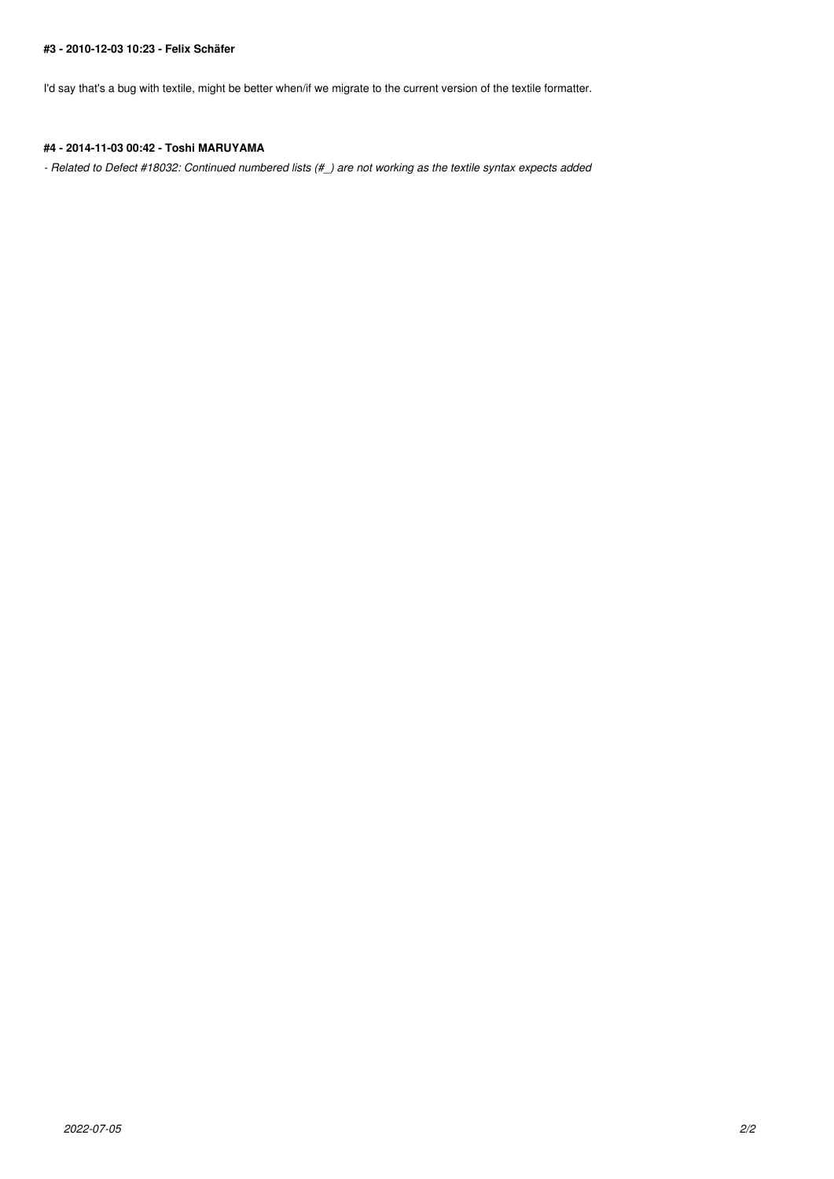#### #3 - 2010-12-03 10:23 - Felix Schäfer

I'd say that's a bug with textile, might be better when/if we migrate to the current version of the textile formatter.

#### #4 - 2014-11-03 00:42 - Toshi MARUYAMA

*- Related to Defect #18032: Continued numbered lists (#_) are not working as the textile syntax expects added*